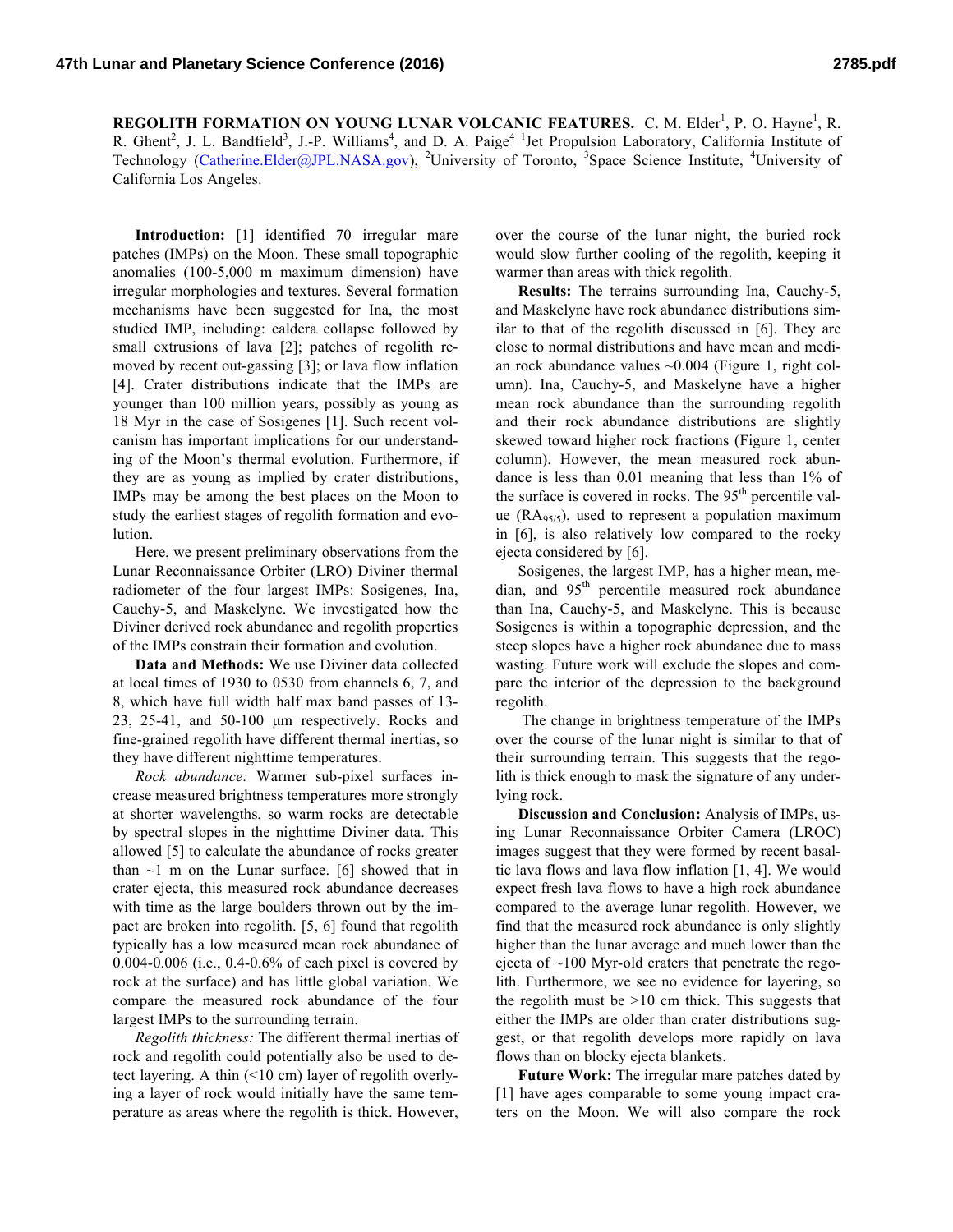**REGOLITH FORMATION ON YOUNG LUNAR VOLCANIC FEATURES.** C. M. Elder[1], P. O. Hayne[1], R. R. Ghent[2], J. L. Bandfield[3], J.-P. Williams[4], and D. A. Paige[4] [1]Jet Propulsion Laboratory, California Institute of Technology (Catherine.Elder@JPL.NASA.gov), [2]University of Toronto, [3]Space Science Institute, [4]University of California Los Angeles.

**Introduction:** [1] identified 70 irregular mare patches (IMPs) on the Moon. These small topographic anomalies (100-5,000 m maximum dimension) have irregular morphologies and textures. Several formation mechanisms have been suggested for Ina, the most studied IMP, including: caldera collapse followed by small extrusions of lava [2]; patches of regolith removed by recent out-gassing [3]; or lava flow inflation [4]. Crater distributions indicate that the IMPs are younger than 100 million years, possibly as young as 18 Myr in the case of Sosigenes [1]. Such recent volcanism has important implications for our understanding of the Moon's thermal evolution. Furthermore, if they are as young as implied by crater distributions, IMPs may be among the best places on the Moon to study the earliest stages of regolith formation and evolution.

Here, we present preliminary observations from the Lunar Reconnaissance Orbiter (LRO) Diviner thermal radiometer of the four largest IMPs: Sosigenes, Ina, Cauchy-5, and Maskelyne. We investigated how the Diviner derived rock abundance and regolith properties of the IMPs constrain their formation and evolution.

**Data and Methods:** We use Diviner data collected at local times of 1930 to 0530 from channels 6, 7, and 8, which have full width half max band passes of 13-23, 25-41, and 50-100 μm respectively. Rocks and fine-grained regolith have different thermal inertias, so they have different nighttime temperatures.

*Rock abundance:* Warmer sub-pixel surfaces increase measured brightness temperatures more strongly at shorter wavelengths, so warm rocks are detectable by spectral slopes in the nighttime Diviner data. This allowed [5] to calculate the abundance of rocks greater than ~1 m on the Lunar surface. [6] showed that in crater ejecta, this measured rock abundance decreases with time as the large boulders thrown out by the impact are broken into regolith. [5, 6] found that regolith typically has a low measured mean rock abundance of 0.004-0.006 (i.e., 0.4-0.6% of each pixel is covered by rock at the surface) and has little global variation. We compare the measured rock abundance of the four largest IMPs to the surrounding terrain.

*Regolith thickness:* The different thermal inertias of rock and regolith could potentially also be used to detect layering. A thin (<10 cm) layer of regolith overlying a layer of rock would initially have the same temperature as areas where the regolith is thick. However, over the course of the lunar night, the buried rock would slow further cooling of the regolith, keeping it warmer than areas with thick regolith.

**Results:** The terrains surrounding Ina, Cauchy-5, and Maskelyne have rock abundance distributions similar to that of the regolith discussed in [6]. They are close to normal distributions and have mean and median rock abundance values ~0.004 (Figure 1, right column). Ina, Cauchy-5, and Maskelyne have a higher mean rock abundance than the surrounding regolith and their rock abundance distributions are slightly skewed toward higher rock fractions (Figure 1, center column). However, the mean measured rock abundance is less than 0.01 meaning that less than 1% of the surface is covered in rocks. The 95$^{th}$ percentile value ($RA_{95/5}$), used to represent a population maximum in [6], is also relatively low compared to the rocky ejecta considered by [6].

Sosigenes, the largest IMP, has a higher mean, median, and 95$^{th}$ percentile measured rock abundance than Ina, Cauchy-5, and Maskelyne. This is because Sosigenes is within a topographic depression, and the steep slopes have a higher rock abundance due to mass wasting. Future work will exclude the slopes and compare the interior of the depression to the background regolith.

The change in brightness temperature of the IMPs over the course of the lunar night is similar to that of their surrounding terrain. This suggests that the regolith is thick enough to mask the signature of any underlying rock.

**Discussion and Conclusion:** Analysis of IMPs, using Lunar Reconnaissance Orbiter Camera (LROC) images suggest that they were formed by recent basaltic lava flows and lava flow inflation [1, 4]. We would expect fresh lava flows to have a high rock abundance compared to the average lunar regolith. However, we find that the measured rock abundance is only slightly higher than the lunar average and much lower than the ejecta of ~100 Myr-old craters that penetrate the regolith. Furthermore, we see no evidence for layering, so the regolith must be >10 cm thick. This suggests that either the IMPs are older than crater distributions suggest, or that regolith develops more rapidly on lava flows than on blocky ejecta blankets.

**Future Work:** The irregular mare patches dated by [1] have ages comparable to some young impact craters on the Moon. We will also compare the rock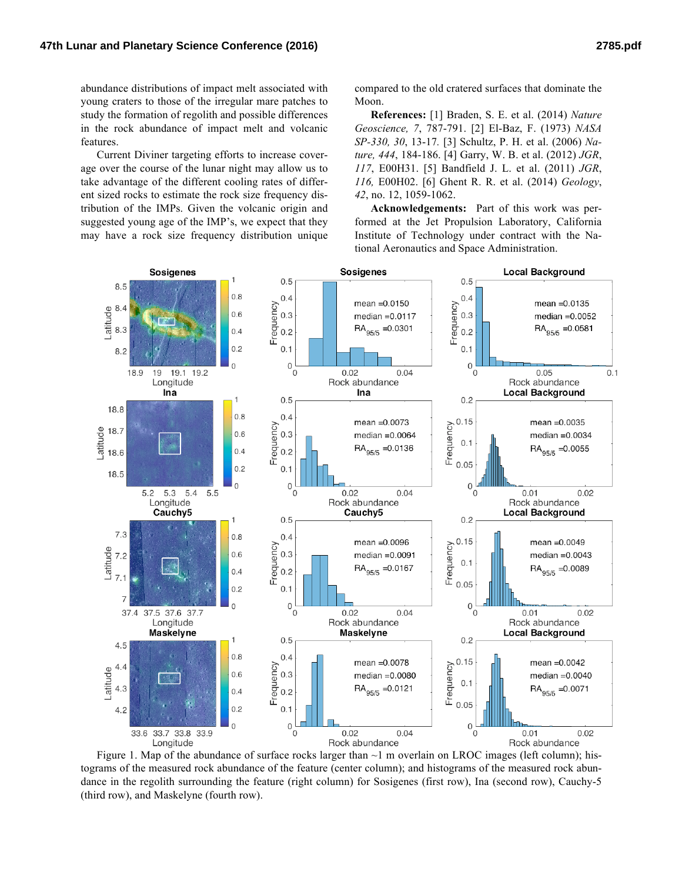abundance distributions of impact melt associated with young craters to those of the irregular mare patches to study the formation of regolith and possible differences in the rock abundance of impact melt and volcanic features.

Current Diviner targeting efforts to increase coverage over the course of the lunar night may allow us to take advantage of the different cooling rates of different sized rocks to estimate the rock size frequency distribution of the IMPs. Given the volcanic origin and suggested young age of the IMP's, we expect that they may have a rock size frequency distribution unique compared to the old cratered surfaces that dominate the Moon.

**References:** [1] Braden, S. E. et al. (2014) *Nature Geoscience, 7*, 787-791. [2] El-Baz, F. (1973) *NASA SP-330, 30*, 13-17. [3] Schultz, P. H. et al. (2006) *Nature, 444*, 184-186. [4] Garry, W. B. et al. (2012) *JGR, 117*, E00H31. [5] Bandfield J. L. et al. (2011) *JGR, 116,* E00H02. [6] Ghent R. R. et al. (2014) *Geology*, *42*, no. 12, 1059-1062.

**Acknowledgements:** Part of this work was performed at the Jet Propulsion Laboratory, California Institute of Technology under contract with the National Aeronautics and Space Administration.

Sosigenes
mean =0.0150
median =0.0117
$RA_{95/5}$ =0.0301

Local Background
mean =0.0135
median =0.0052
$RA_{95/5}$ =0.0581

Ina
mean =0.0073
median =0.0064
$RA_{95/5}$ =0.0136

Local Background
mean =0.0035
median =0.0034
$RA_{95/5}$ =0.0055

Cauchy5
mean =0.0096
median =0.0091
$RA_{95/5}$ =0.0167

Local Background
mean =0.0049
median =0.0043
$RA_{95/5}$ =0.0089

Maskelyne
mean =0.0078
median =0.0080
$RA_{95/5}$ =0.0121

Local Background
mean =0.0042
median =0.0040
$RA_{95/5}$ =0.0071

Latitude
Longitude
Frequency
Rock abundance

Figure 1. Map of the abundance of surface rocks larger than ~1 m overlain on LROC images (left column); histograms of the measured rock abundance of the feature (center column); and histograms of the measured rock abundance in the regolith surrounding the feature (right column) for Sosigenes (first row), Ina (second row), Cauchy-5 (third row), and Maskelyne (fourth row).